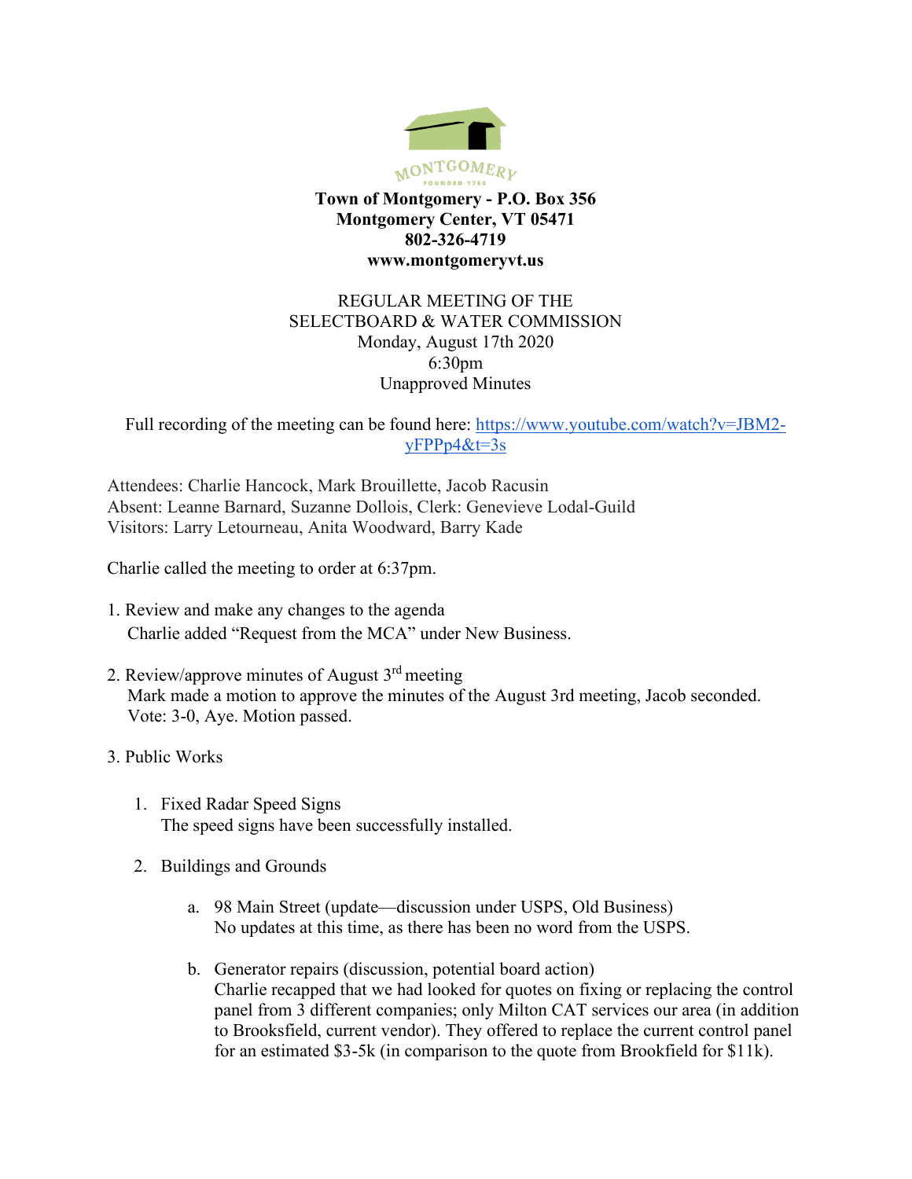MONTGOMERY
FOUNDED 1789

**Town of Montgomery - P.O. Box 356**
**Montgomery Center, VT 05471**
**802-326-4719**
**www.montgomeryvt.us**

REGULAR MEETING OF THE
SELECTBOARD & WATER COMMISSION
Monday, August 17th 2020
6:30pm
Unapproved Minutes

Full recording of the meeting can be found here: [https://www.youtube.com/watch?v=JBM2-yFPPp4&t=3s](https://www.youtube.com/watch?v=JBM2-yFPPp4&t=3s)

Attendees: Charlie Hancock, Mark Brouillette, Jacob Racusin
Absent: Leanne Barnard, Suzanne Dollois, Clerk: Genevieve Lodal-Guild
Visitors: Larry Letourneau, Anita Woodward, Barry Kade

Charlie called the meeting to order at 6:37pm.

1. Review and make any changes to the agenda
   Charlie added "Request from the MCA" under New Business.

2. Review/approve minutes of August 3rd meeting
   Mark made a motion to approve the minutes of the August 3rd meeting, Jacob seconded. Vote: 3-0, Aye. Motion passed.

3. Public Works

   1. Fixed Radar Speed Signs
      The speed signs have been successfully installed.

   2. Buildings and Grounds

      a. 98 Main Street (update—discussion under USPS, Old Business)
         No updates at this time, as there has been no word from the USPS.

      b. Generator repairs (discussion, potential board action)
         Charlie recapped that we had looked for quotes on fixing or replacing the control panel from 3 different companies; only Milton CAT services our area (in addition to Brooksfield, current vendor). They offered to replace the current control panel for an estimated $3-5k (in comparison to the quote from Brookfield for $11k).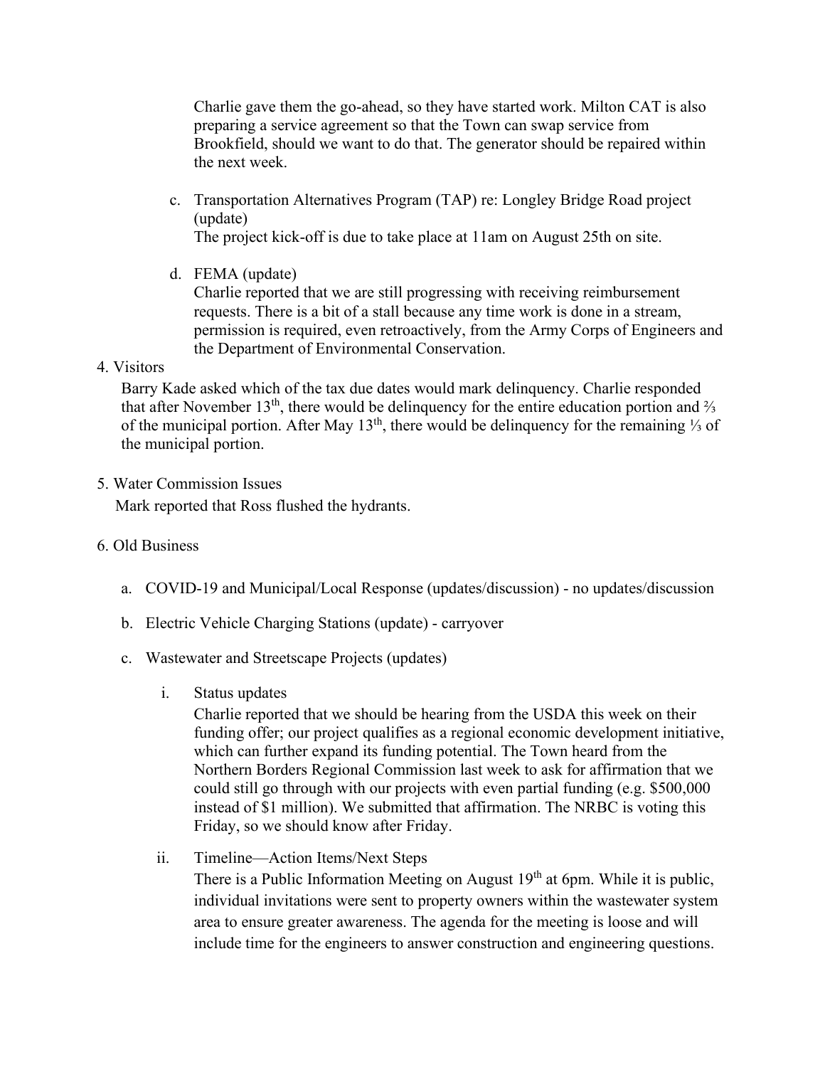Charlie gave them the go-ahead, so they have started work. Milton CAT is also preparing a service agreement so that the Town can swap service from Brookfield, should we want to do that. The generator should be repaired within the next week.

c. Transportation Alternatives Program (TAP) re: Longley Bridge Road project (update)
   The project kick-off is due to take place at 11am on August 25th on site.

d. FEMA (update)
   Charlie reported that we are still progressing with receiving reimbursement requests. There is a bit of a stall because any time work is done in a stream, permission is required, even retroactively, from the Army Corps of Engineers and the Department of Environmental Conservation.

4. Visitors
   Barry Kade asked which of the tax due dates would mark delinquency. Charlie responded that after November 13th, there would be delinquency for the entire education portion and ⅔ of the municipal portion. After May 13th, there would be delinquency for the remaining ⅓ of the municipal portion.

5. Water Commission Issues
   Mark reported that Ross flushed the hydrants.

6. Old Business

   a. COVID-19 and Municipal/Local Response (updates/discussion) - no updates/discussion

   b. Electric Vehicle Charging Stations (update) - carryover

   c. Wastewater and Streetscape Projects (updates)

      i. Status updates
         Charlie reported that we should be hearing from the USDA this week on their funding offer; our project qualifies as a regional economic development initiative, which can further expand its funding potential. The Town heard from the Northern Borders Regional Commission last week to ask for affirmation that we could still go through with our projects with even partial funding (e.g. $500,000 instead of $1 million). We submitted that affirmation. The NRBC is voting this Friday, so we should know after Friday.

      ii. Timeline—Action Items/Next Steps
         There is a Public Information Meeting on August 19th at 6pm. While it is public, individual invitations were sent to property owners within the wastewater system area to ensure greater awareness. The agenda for the meeting is loose and will include time for the engineers to answer construction and engineering questions.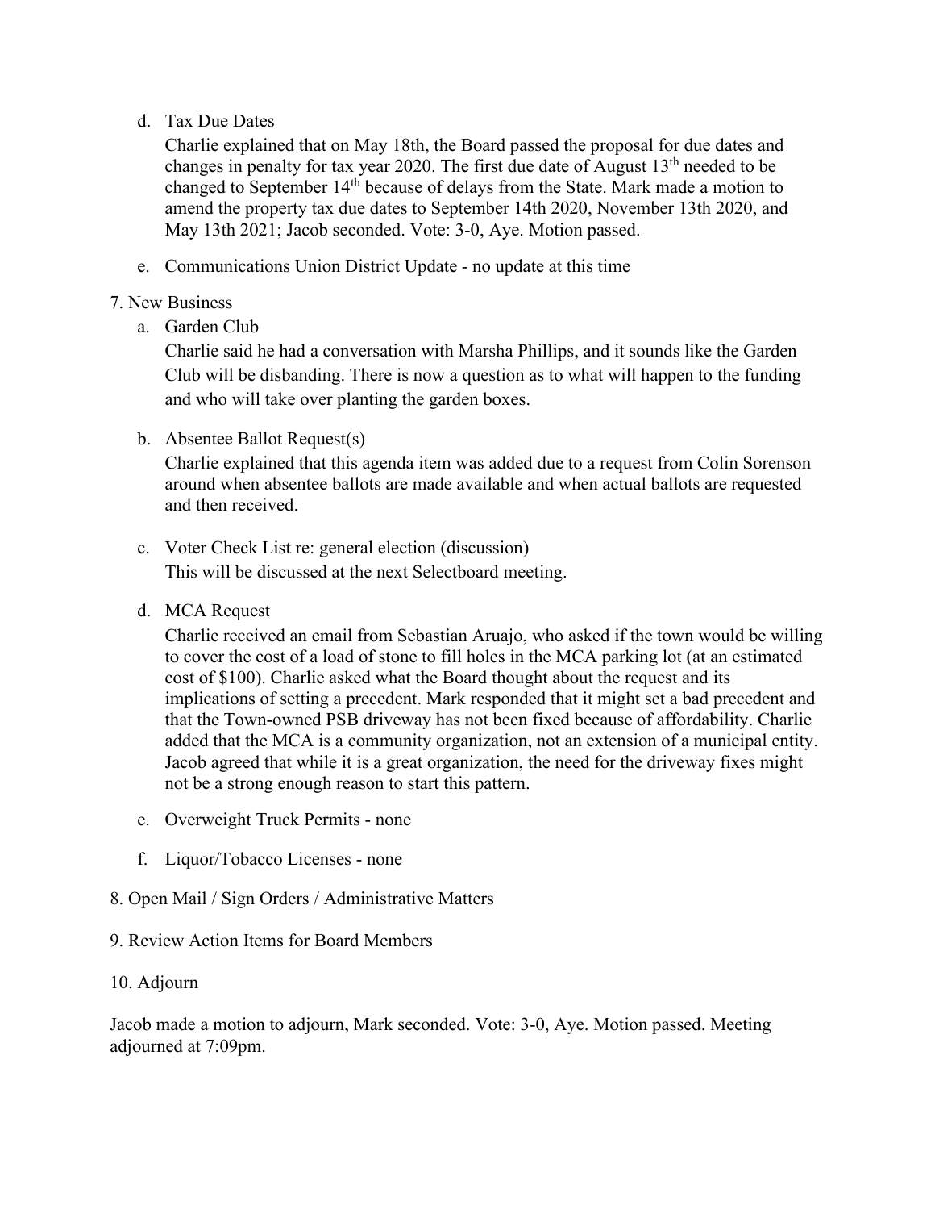d. Tax Due Dates

   Charlie explained that on May 18th, the Board passed the proposal for due dates and changes in penalty for tax year 2020. The first due date of August 13th needed to be changed to September 14th because of delays from the State. Mark made a motion to amend the property tax due dates to September 14th 2020, November 13th 2020, and May 13th 2021; Jacob seconded. Vote: 3-0, Aye. Motion passed.

e. Communications Union District Update - no update at this time

7. New Business

   a. Garden Club

      Charlie said he had a conversation with Marsha Phillips, and it sounds like the Garden Club will be disbanding. There is now a question as to what will happen to the funding and who will take over planting the garden boxes.

   b. Absentee Ballot Request(s)

      Charlie explained that this agenda item was added due to a request from Colin Sorenson around when absentee ballots are made available and when actual ballots are requested and then received.

   c. Voter Check List re: general election (discussion)

      This will be discussed at the next Selectboard meeting.

   d. MCA Request

      Charlie received an email from Sebastian Aruajo, who asked if the town would be willing to cover the cost of a load of stone to fill holes in the MCA parking lot (at an estimated cost of $100). Charlie asked what the Board thought about the request and its implications of setting a precedent. Mark responded that it might set a bad precedent and that the Town-owned PSB driveway has not been fixed because of affordability. Charlie added that the MCA is a community organization, not an extension of a municipal entity. Jacob agreed that while it is a great organization, the need for the driveway fixes might not be a strong enough reason to start this pattern.

   e. Overweight Truck Permits - none

   f. Liquor/Tobacco Licenses - none

8. Open Mail / Sign Orders / Administrative Matters

9. Review Action Items for Board Members

10. Adjourn

Jacob made a motion to adjourn, Mark seconded. Vote: 3-0, Aye. Motion passed. Meeting adjourned at 7:09pm.